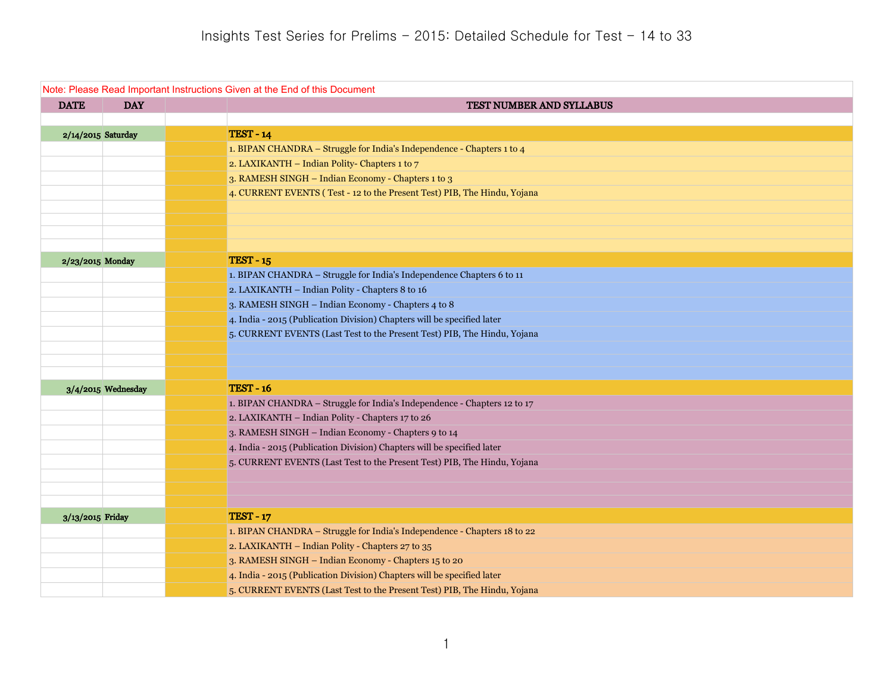# Insights Test Series for Prelims – 2015: Detailed Schedule for Test – 14 to 33

Note: Please Read Important Instructions Given at the End of this Document

| DATE | DAY | | TEST NUMBER AND SYLLABUS |
|---|---|---|---|
| 2/14/2015 | Saturday | | **TEST - 14** |
| | | | 1. BIPAN CHANDRA – Struggle for India's Independence - Chapters 1 to 4 |
| | | | 2. LAXIKANTH – Indian Polity- Chapters 1 to 7 |
| | | | 3. RAMESH SINGH – Indian Economy - Chapters 1 to 3 |
| | | | 4. CURRENT EVENTS ( Test - 12 to the Present Test) PIB, The Hindu, Yojana |
| 2/23/2015 | Monday | | **TEST - 15** |
| | | | 1. BIPAN CHANDRA – Struggle for India's Independence Chapters 6 to 11 |
| | | | 2. LAXIKANTH – Indian Polity - Chapters 8 to 16 |
| | | | 3. RAMESH SINGH – Indian Economy - Chapters 4 to 8 |
| | | | 4. India - 2015 (Publication Division) Chapters will be specified later |
| | | | 5. CURRENT EVENTS (Last Test to the Present Test) PIB, The Hindu, Yojana |
| 3/4/2015 | Wednesday | | **TEST - 16** |
| | | | 1. BIPAN CHANDRA – Struggle for India's Independence - Chapters 12 to 17 |
| | | | 2. LAXIKANTH – Indian Polity - Chapters 17 to 26 |
| | | | 3. RAMESH SINGH – Indian Economy - Chapters 9 to 14 |
| | | | 4. India - 2015 (Publication Division) Chapters will be specified later |
| | | | 5. CURRENT EVENTS (Last Test to the Present Test) PIB, The Hindu, Yojana |
| 3/13/2015 | Friday | | **TEST - 17** |
| | | | 1. BIPAN CHANDRA – Struggle for India's Independence - Chapters 18 to 22 |
| | | | 2. LAXIKANTH – Indian Polity - Chapters 27 to 35 |
| | | | 3. RAMESH SINGH – Indian Economy - Chapters 15 to 20 |
| | | | 4. India - 2015 (Publication Division) Chapters will be specified later |
| | | | 5. CURRENT EVENTS (Last Test to the Present Test) PIB, The Hindu, Yojana |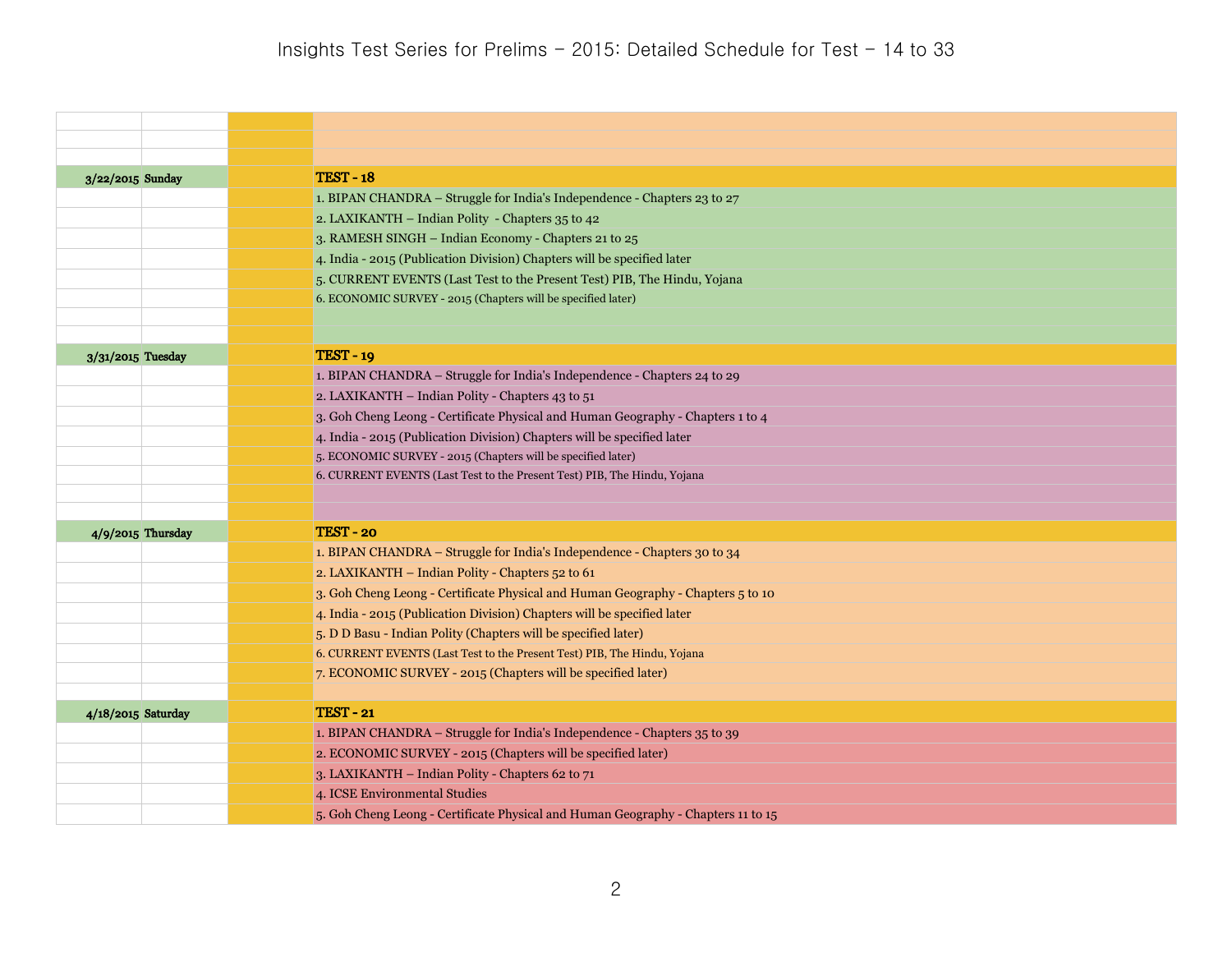| | | | |
|---|---|---|---|
| 3/22/2015 | Sunday | | **TEST - 18** |
| | | | 1. BIPAN CHANDRA – Struggle for India's Independence - Chapters 23 to 27 |
| | | | 2. LAXIKANTH – Indian Polity - Chapters 35 to 42 |
| | | | 3. RAMESH SINGH – Indian Economy - Chapters 21 to 25 |
| | | | 4. India - 2015 (Publication Division) Chapters will be specified later |
| | | | 5. CURRENT EVENTS (Last Test to the Present Test) PIB, The Hindu, Yojana |
| | | | 6. ECONOMIC SURVEY - 2015 (Chapters will be specified later) |
| 3/31/2015 | Tuesday | | **TEST - 19** |
| | | | 1. BIPAN CHANDRA – Struggle for India's Independence - Chapters 24 to 29 |
| | | | 2. LAXIKANTH – Indian Polity - Chapters 43 to 51 |
| | | | 3. Goh Cheng Leong - Certificate Physical and Human Geography - Chapters 1 to 4 |
| | | | 4. India - 2015 (Publication Division) Chapters will be specified later |
| | | | 5. ECONOMIC SURVEY - 2015 (Chapters will be specified later) |
| | | | 6. CURRENT EVENTS (Last Test to the Present Test) PIB, The Hindu, Yojana |
| 4/9/2015 | Thursday | | **TEST - 20** |
| | | | 1. BIPAN CHANDRA – Struggle for India's Independence - Chapters 30 to 34 |
| | | | 2. LAXIKANTH – Indian Polity - Chapters 52 to 61 |
| | | | 3. Goh Cheng Leong - Certificate Physical and Human Geography - Chapters 5 to 10 |
| | | | 4. India - 2015 (Publication Division) Chapters will be specified later |
| | | | 5. D D Basu - Indian Polity (Chapters will be specified later) |
| | | | 6. CURRENT EVENTS (Last Test to the Present Test) PIB, The Hindu, Yojana |
| | | | 7. ECONOMIC SURVEY - 2015 (Chapters will be specified later) |
| 4/18/2015 | Saturday | | **TEST - 21** |
| | | | 1. BIPAN CHANDRA – Struggle for India's Independence - Chapters 35 to 39 |
| | | | 2. ECONOMIC SURVEY - 2015 (Chapters will be specified later) |
| | | | 3. LAXIKANTH – Indian Polity - Chapters 62 to 71 |
| | | | 4. ICSE Environmental Studies |
| | | | 5. Goh Cheng Leong - Certificate Physical and Human Geography - Chapters 11 to 15 |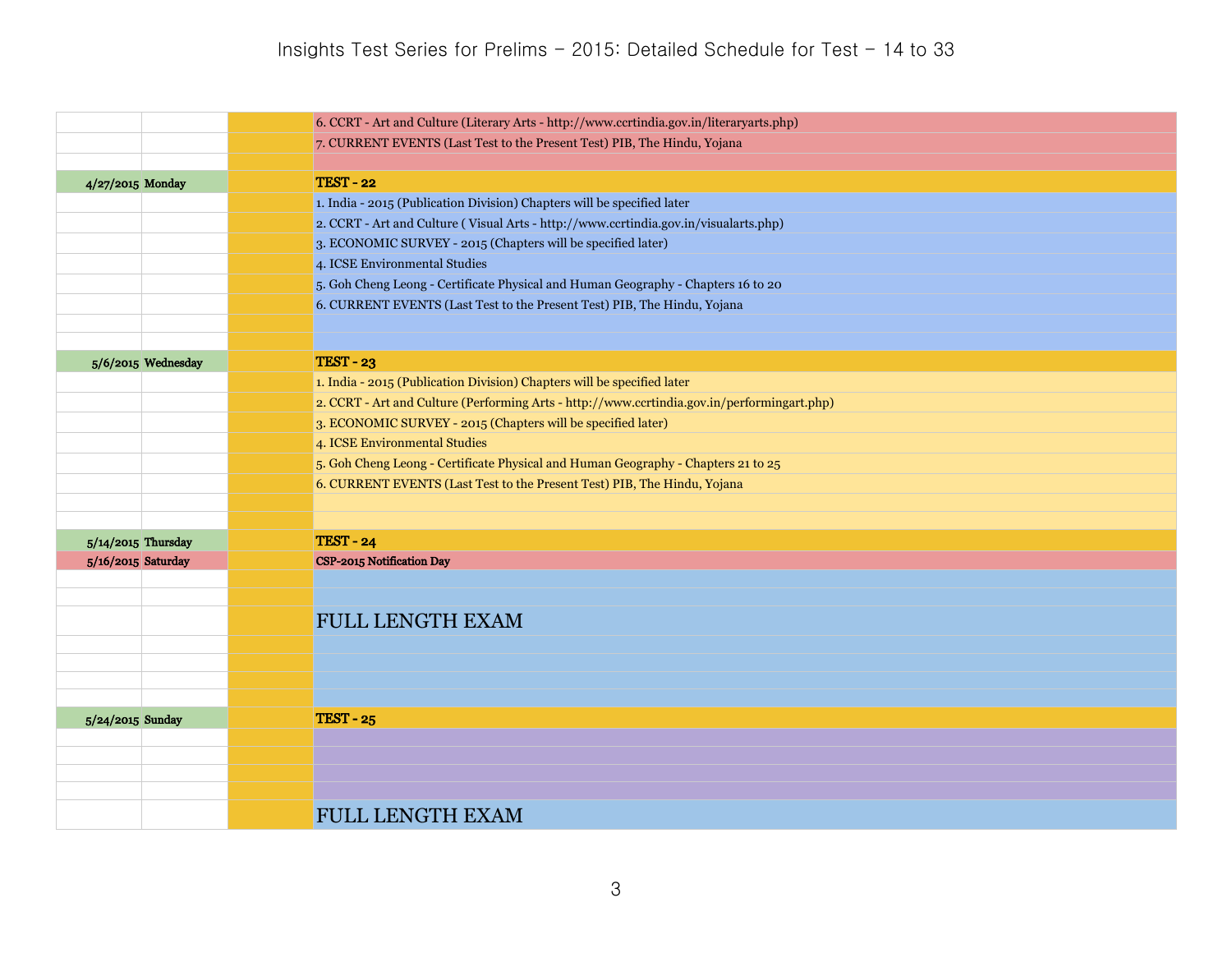# Insights Test Series for Prelims – 2015: Detailed Schedule for Test – 14 to 33

| Date | Day | | Topics |
|---|---|---|---|
| | | | 6. CCRT - Art and Culture (Literary Arts - http://www.ccrtindia.gov.in/literaryarts.php) |
| | | | 7. CURRENT EVENTS (Last Test to the Present Test) PIB, The Hindu, Yojana |
| | | | |
| 4/27/2015 | Monday | | **TEST - 22** |
| | | | 1. India - 2015 (Publication Division) Chapters will be specified later |
| | | | 2. CCRT - Art and Culture ( Visual Arts - http://www.ccrtindia.gov.in/visualarts.php) |
| | | | 3. ECONOMIC SURVEY - 2015 (Chapters will be specified later) |
| | | | 4. ICSE Environmental Studies |
| | | | 5. Goh Cheng Leong - Certificate Physical and Human Geography - Chapters 16 to 20 |
| | | | 6. CURRENT EVENTS (Last Test to the Present Test) PIB, The Hindu, Yojana |
| | | | |
| | | | |
| 5/6/2015 | Wednesday | | **TEST - 23** |
| | | | 1. India - 2015 (Publication Division) Chapters will be specified later |
| | | | 2. CCRT - Art and Culture (Performing Arts - http://www.ccrtindia.gov.in/performingart.php) |
| | | | 3. ECONOMIC SURVEY - 2015 (Chapters will be specified later) |
| | | | 4. ICSE Environmental Studies |
| | | | 5. Goh Cheng Leong - Certificate Physical and Human Geography - Chapters 21 to 25 |
| | | | 6. CURRENT EVENTS (Last Test to the Present Test) PIB, The Hindu, Yojana |
| | | | |
| | | | |
| 5/14/2015 | Thursday | | **TEST - 24** |
| 5/16/2015 | Saturday | | **CSP-2015 Notification Day** |
| | | | |
| | | | |
| | | | FULL LENGTH EXAM |
| | | | |
| | | | |
| | | | |
| | | | |
| 5/24/2015 | Sunday | | **TEST - 25** |
| | | | |
| | | | |
| | | | |
| | | | |
| | | | FULL LENGTH EXAM |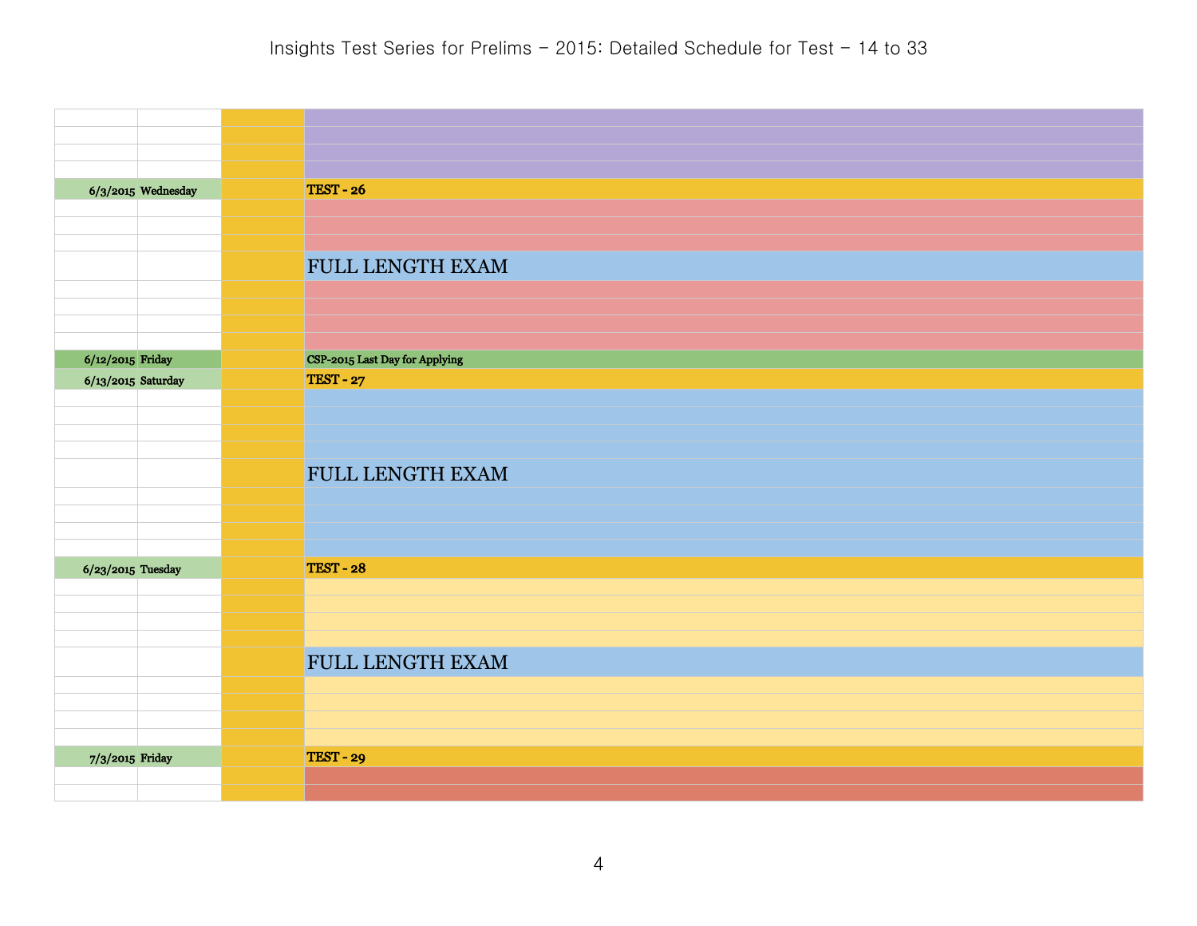# Insights Test Series for Prelims – 2015: Detailed Schedule for Test – 14 to 33

| Date | Day | | Schedule |
|---|---|---|---|
| | | | |
| | | | |
| | | | |
| | | | |
| 6/3/2015 | Wednesday | | TEST - 26 |
| | | | |
| | | | |
| | | | |
| | | | FULL LENGTH EXAM |
| | | | |
| | | | |
| | | | |
| | | | |
| 6/12/2015 | Friday | | CSP-2015 Last Day for Applying |
| 6/13/2015 | Saturday | | TEST - 27 |
| | | | |
| | | | |
| | | | |
| | | | |
| | | | FULL LENGTH EXAM |
| | | | |
| | | | |
| | | | |
| | | | |
| 6/23/2015 | Tuesday | | TEST - 28 |
| | | | |
| | | | |
| | | | |
| | | | |
| | | | FULL LENGTH EXAM |
| | | | |
| | | | |
| | | | |
| | | | |
| 7/3/2015 | Friday | | TEST - 29 |
| | | | |
| | | | |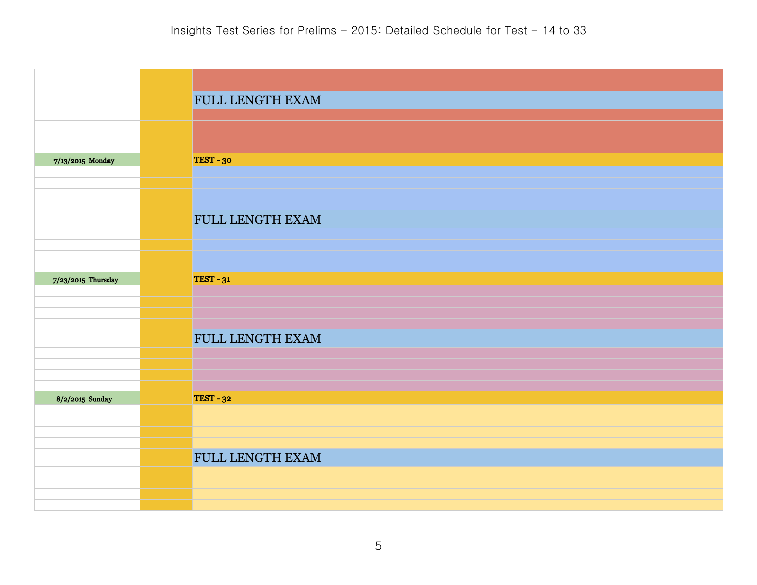# Insights Test Series for Prelims – 2015: Detailed Schedule for Test – 14 to 33

| Date | Day | | Test |
|---|---|---|---|
| | | | |
| | | | |
| | | | FULL LENGTH EXAM |
| | | | |
| | | | |
| | | | |
| | | | |
| 7/13/2015 | Monday | | **TEST - 30** |
| | | | |
| | | | |
| | | | |
| | | | |
| | | | FULL LENGTH EXAM |
| | | | |
| | | | |
| | | | |
| | | | |
| 7/23/2015 | Thursday | | **TEST - 31** |
| | | | |
| | | | |
| | | | |
| | | | |
| | | | FULL LENGTH EXAM |
| | | | |
| | | | |
| | | | |
| | | | |
| 8/2/2015 | Sunday | | **TEST - 32** |
| | | | |
| | | | |
| | | | |
| | | | |
| | | | FULL LENGTH EXAM |
| | | | |
| | | | |
| | | | |
| | | | |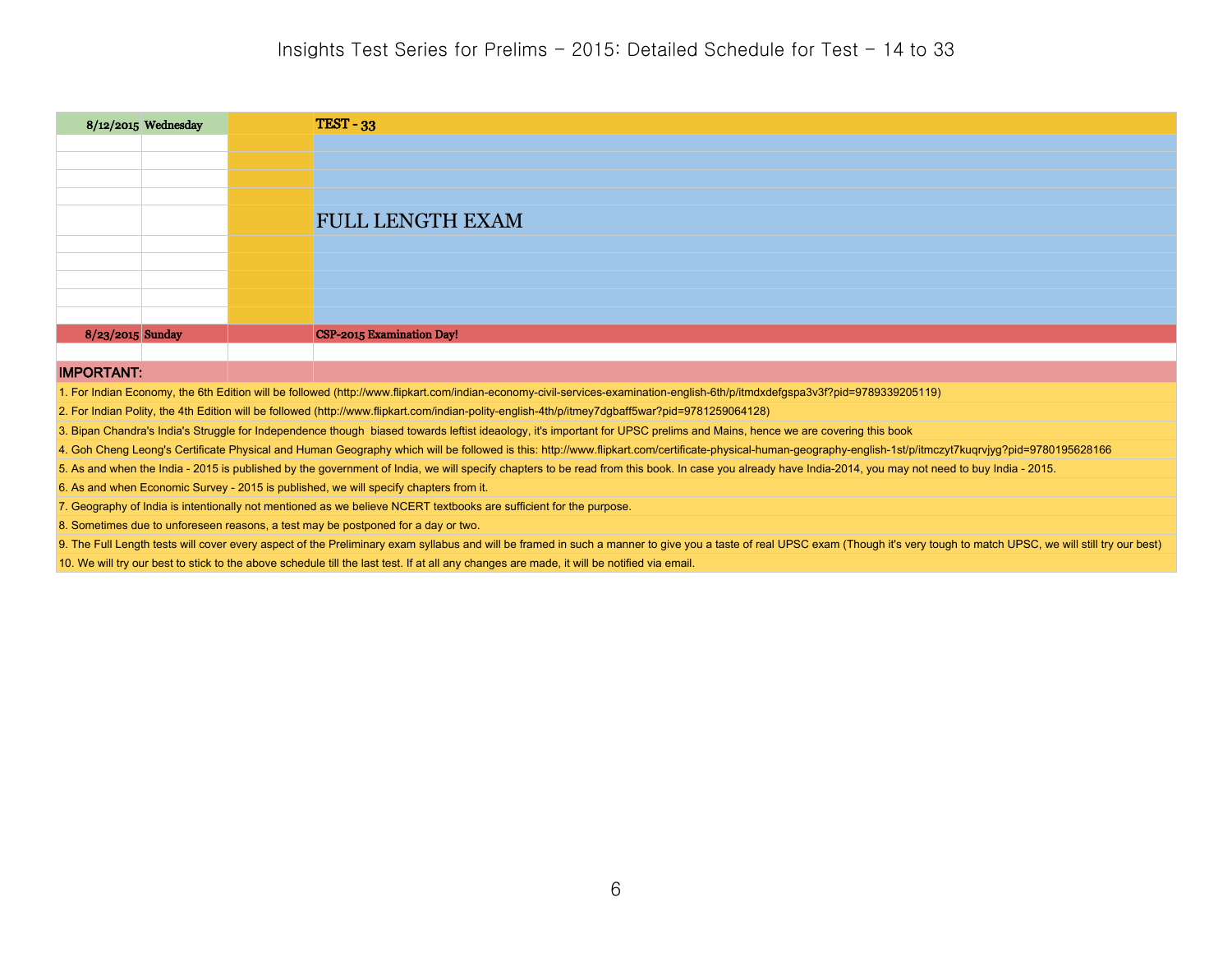# Insights Test Series for Prelims – 2015: Detailed Schedule for Test – 14 to 33

| | | | |
|---|---|---|---|
| 8/12/2015 | Wednesday | | TEST - 33 |
| | | | FULL LENGTH EXAM |
| 8/23/2015 | Sunday | | CSP-2015 Examination Day! |

**IMPORTANT:**

1. For Indian Economy, the 6th Edition will be followed (http://www.flipkart.com/indian-economy-civil-services-examination-english-6th/p/itmdxdefgspa3v3f?pid=9789339205119)
2. For Indian Polity, the 4th Edition will be followed (http://www.flipkart.com/indian-polity-english-4th/p/itmey7dgbaff5war?pid=9781259064128)
3. Bipan Chandra's India's Struggle for Independence though biased towards leftist ideaology, it's important for UPSC prelims and Mains, hence we are covering this book
4. Goh Cheng Leong's Certificate Physical and Human Geography which will be followed is this: http://www.flipkart.com/certificate-physical-human-geography-english-1st/p/itmczyt7kuqrvjyg?pid=9780195628166
5. As and when the India - 2015 is published by the government of India, we will specify chapters to be read from this book. In case you already have India-2014, you may not need to buy India - 2015.
6. As and when Economic Survey - 2015 is published, we will specify chapters from it.
7. Geography of India is intentionally not mentioned as we believe NCERT textbooks are sufficient for the purpose.
8. Sometimes due to unforeseen reasons, a test may be postponed for a day or two.
9. The Full Length tests will cover every aspect of the Preliminary exam syllabus and will be framed in such a manner to give you a taste of real UPSC exam (Though it's very tough to match UPSC, we will still try our best)
10. We will try our best to stick to the above schedule till the last test. If at all any changes are made, it will be notified via email.